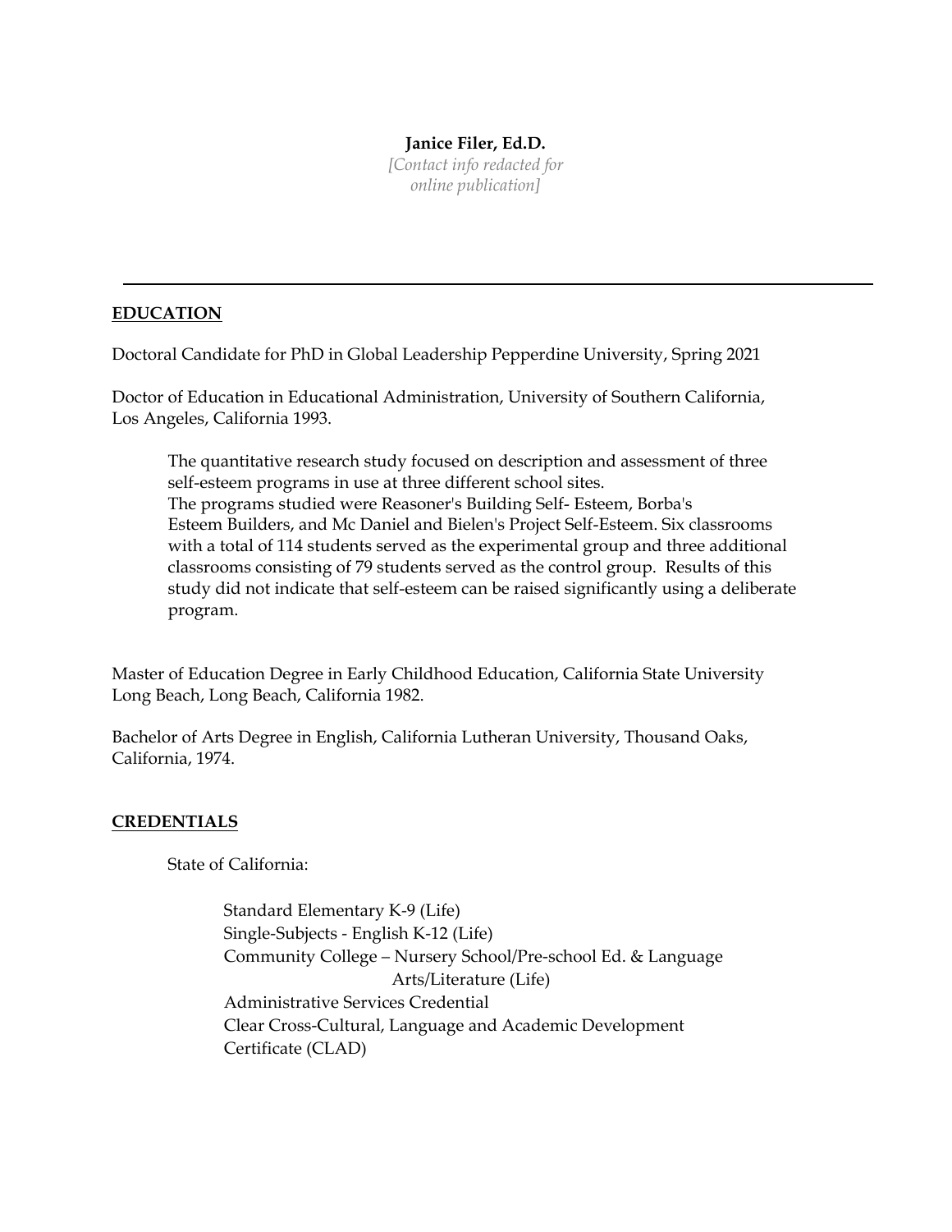**Janice Filer, Ed.D.**

*[Contact info redacted for online publication]*

---

## EDUCATION

Doctoral Candidate for PhD in Global Leadership Pepperdine University, Spring 2021

Doctor of Education in Educational Administration, University of Southern California, Los Angeles, California 1993.

> The quantitative research study focused on description and assessment of three self-esteem programs in use at three different school sites. The programs studied were Reasoner's Building Self- Esteem, Borba's Esteem Builders, and Mc Daniel and Bielen's Project Self-Esteem. Six classrooms with a total of 114 students served as the experimental group and three additional classrooms consisting of 79 students served as the control group. Results of this study did not indicate that self-esteem can be raised significantly using a deliberate program.

Master of Education Degree in Early Childhood Education, California State University Long Beach, Long Beach, California 1982.

Bachelor of Arts Degree in English, California Lutheran University, Thousand Oaks, California, 1974.

## CREDENTIALS

State of California:

- Standard Elementary K-9 (Life)
- Single-Subjects - English K-12 (Life)
- Community College – Nursery School/Pre-school Ed. & Language Arts/Literature (Life)
- Administrative Services Credential
- Clear Cross-Cultural, Language and Academic Development Certificate (CLAD)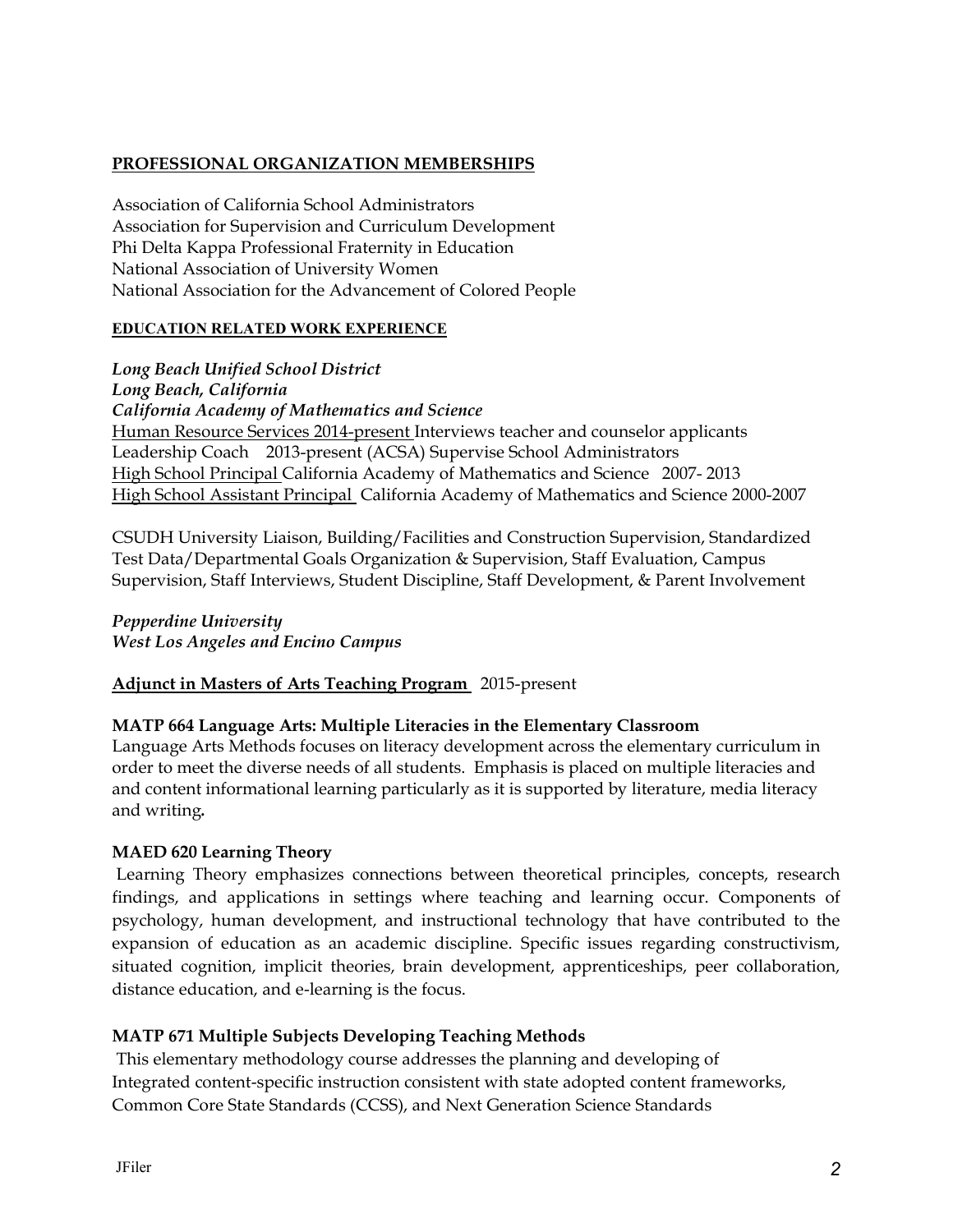**PROFESSIONAL ORGANIZATION MEMBERSHIPS**

Association of California School Administrators
Association for Supervision and Curriculum Development
Phi Delta Kappa Professional Fraternity in Education
National Association of University Women
National Association for the Advancement of Colored People

**EDUCATION RELATED WORK EXPERIENCE**

***Long Beach Unified School District***
***Long Beach, California***
***California Academy of Mathematics and Science***
Human Resource Services 2014-present Interviews teacher and counselor applicants
Leadership Coach 2013-present (ACSA) Supervise School Administrators
High School Principal California Academy of Mathematics and Science 2007- 2013
High School Assistant Principal California Academy of Mathematics and Science 2000-2007

CSUDH University Liaison, Building/Facilities and Construction Supervision, Standardized Test Data/Departmental Goals Organization & Supervision, Staff Evaluation, Campus Supervision, Staff Interviews, Student Discipline, Staff Development, & Parent Involvement

***Pepperdine University***
***West Los Angeles and Encino Campus***

**Adjunct in Masters of Arts Teaching Program** 2015-present

**MATP 664 Language Arts: Multiple Literacies in the Elementary Classroom**
Language Arts Methods focuses on literacy development across the elementary curriculum in order to meet the diverse needs of all students. Emphasis is placed on multiple literacies and and content informational learning particularly as it is supported by literature, media literacy and writing.

**MAED 620 Learning Theory**
Learning Theory emphasizes connections between theoretical principles, concepts, research findings, and applications in settings where teaching and learning occur. Components of psychology, human development, and instructional technology that have contributed to the expansion of education as an academic discipline. Specific issues regarding constructivism, situated cognition, implicit theories, brain development, apprenticeships, peer collaboration, distance education, and e-learning is the focus.

**MATP 671 Multiple Subjects Developing Teaching Methods**
This elementary methodology course addresses the planning and developing of Integrated content-specific instruction consistent with state adopted content frameworks, Common Core State Standards (CCSS), and Next Generation Science Standards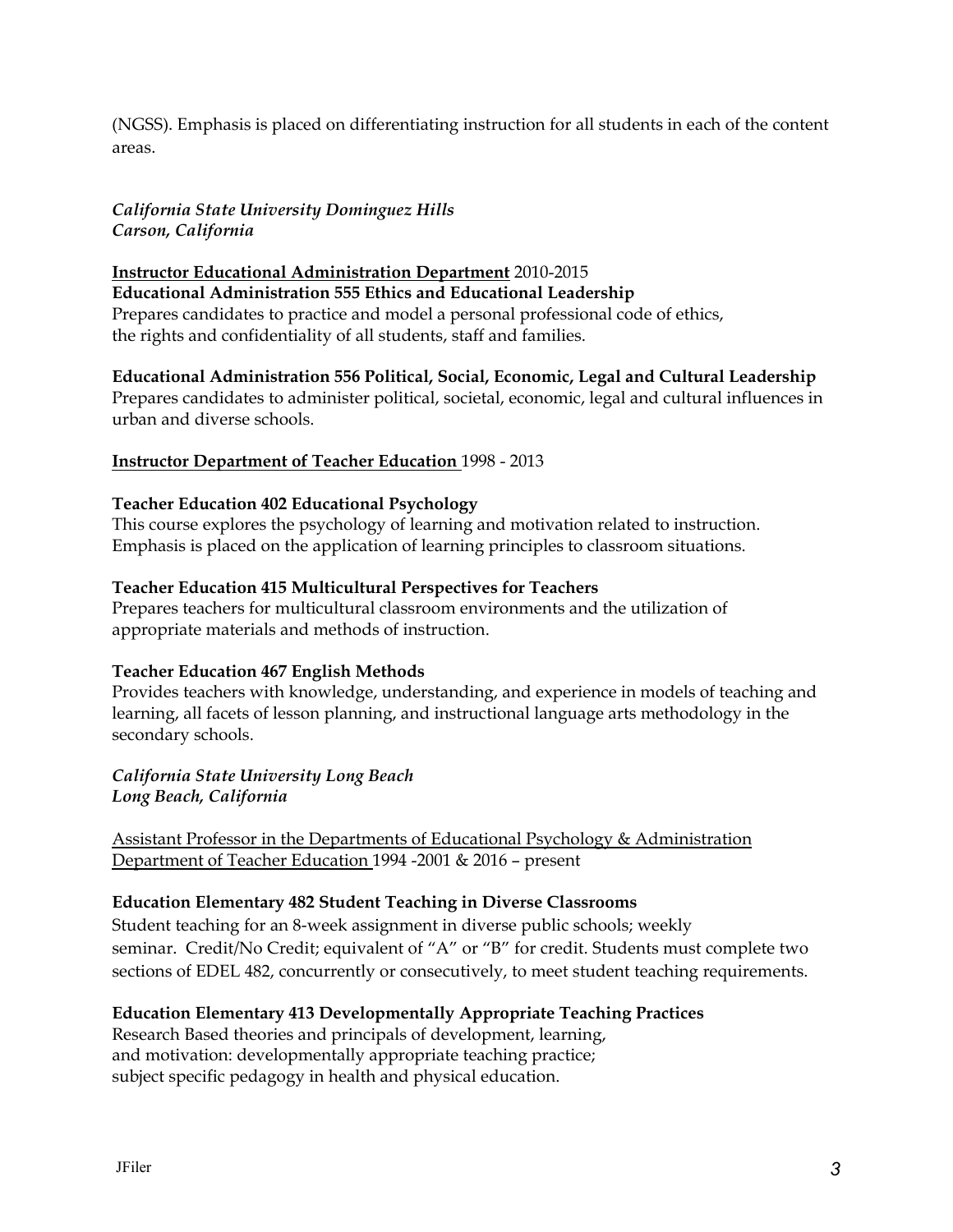(NGSS). Emphasis is placed on differentiating instruction for all students in each of the content areas.

*California State University Dominguez Hills*
*Carson, California*

**Instructor Educational Administration Department** 2010-2015
**Educational Administration 555 Ethics and Educational Leadership**
Prepares candidates to practice and model a personal professional code of ethics, the rights and confidentiality of all students, staff and families.

**Educational Administration 556 Political, Social, Economic, Legal and Cultural Leadership**
Prepares candidates to administer political, societal, economic, legal and cultural influences in urban and diverse schools.

**Instructor Department of Teacher Education** 1998 - 2013

**Teacher Education 402 Educational Psychology**
This course explores the psychology of learning and motivation related to instruction. Emphasis is placed on the application of learning principles to classroom situations.

**Teacher Education 415 Multicultural Perspectives for Teachers**
Prepares teachers for multicultural classroom environments and the utilization of appropriate materials and methods of instruction.

**Teacher Education 467 English Methods**
Provides teachers with knowledge, understanding, and experience in models of teaching and learning, all facets of lesson planning, and instructional language arts methodology in the secondary schools.

*California State University Long Beach*
*Long Beach, California*

Assistant Professor in the Departments of Educational Psychology & Administration Department of Teacher Education 1994 -2001 & 2016 – present

**Education Elementary 482 Student Teaching in Diverse Classrooms**
Student teaching for an 8-week assignment in diverse public schools; weekly seminar. Credit/No Credit; equivalent of "A" or "B" for credit. Students must complete two sections of EDEL 482, concurrently or consecutively, to meet student teaching requirements.

**Education Elementary 413 Developmentally Appropriate Teaching Practices**
Research Based theories and principals of development, learning, and motivation: developmentally appropriate teaching practice; subject specific pedagogy in health and physical education.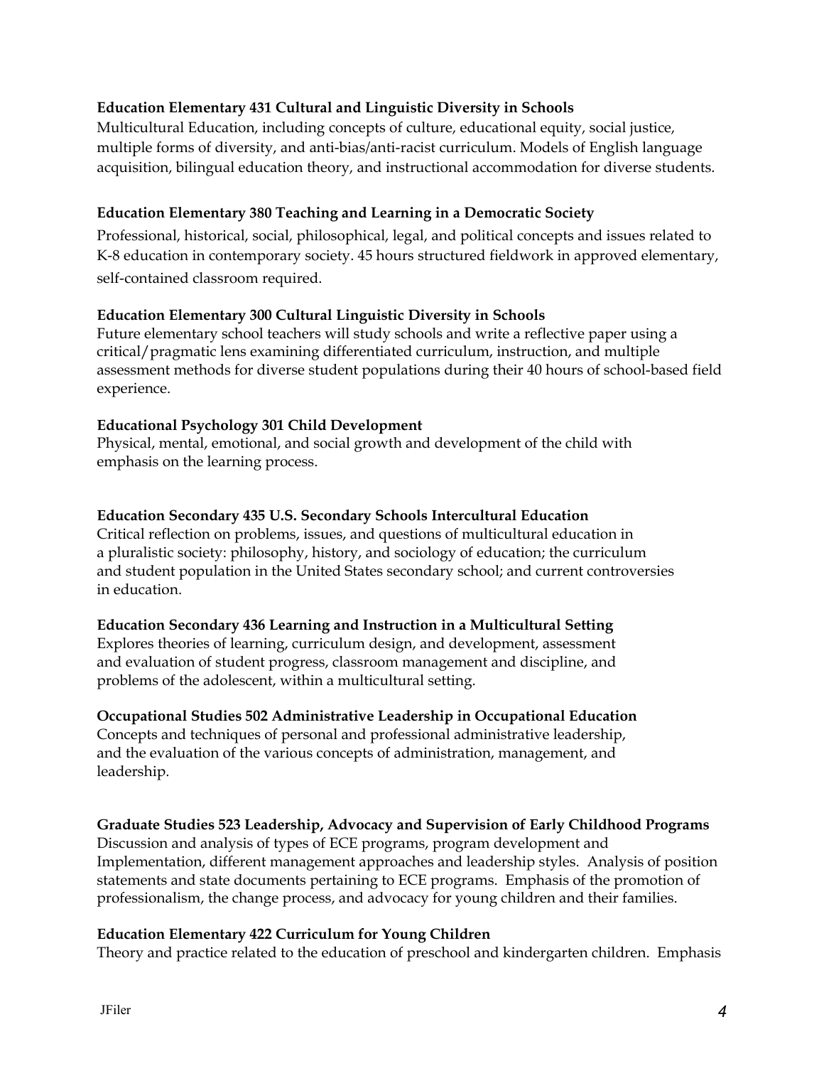**Education Elementary 431 Cultural and Linguistic Diversity in Schools**
Multicultural Education, including concepts of culture, educational equity, social justice, multiple forms of diversity, and anti-bias/anti-racist curriculum. Models of English language acquisition, bilingual education theory, and instructional accommodation for diverse students.

**Education Elementary 380 Teaching and Learning in a Democratic Society**
Professional, historical, social, philosophical, legal, and political concepts and issues related to K-8 education in contemporary society. 45 hours structured fieldwork in approved elementary, self-contained classroom required.

**Education Elementary 300 Cultural Linguistic Diversity in Schools**
Future elementary school teachers will study schools and write a reflective paper using a critical/pragmatic lens examining differentiated curriculum, instruction, and multiple assessment methods for diverse student populations during their 40 hours of school-based field experience.

**Educational Psychology 301 Child Development**
Physical, mental, emotional, and social growth and development of the child with emphasis on the learning process.

**Education Secondary 435 U.S. Secondary Schools Intercultural Education**
Critical reflection on problems, issues, and questions of multicultural education in a pluralistic society: philosophy, history, and sociology of education; the curriculum and student population in the United States secondary school; and current controversies in education.

**Education Secondary 436 Learning and Instruction in a Multicultural Setting**
Explores theories of learning, curriculum design, and development, assessment and evaluation of student progress, classroom management and discipline, and problems of the adolescent, within a multicultural setting.

**Occupational Studies 502 Administrative Leadership in Occupational Education**
Concepts and techniques of personal and professional administrative leadership, and the evaluation of the various concepts of administration, management, and leadership.

**Graduate Studies 523 Leadership, Advocacy and Supervision of Early Childhood Programs**
Discussion and analysis of types of ECE programs, program development and Implementation, different management approaches and leadership styles. Analysis of position statements and state documents pertaining to ECE programs. Emphasis of the promotion of professionalism, the change process, and advocacy for young children and their families.

**Education Elementary 422 Curriculum for Young Children**
Theory and practice related to the education of preschool and kindergarten children. Emphasis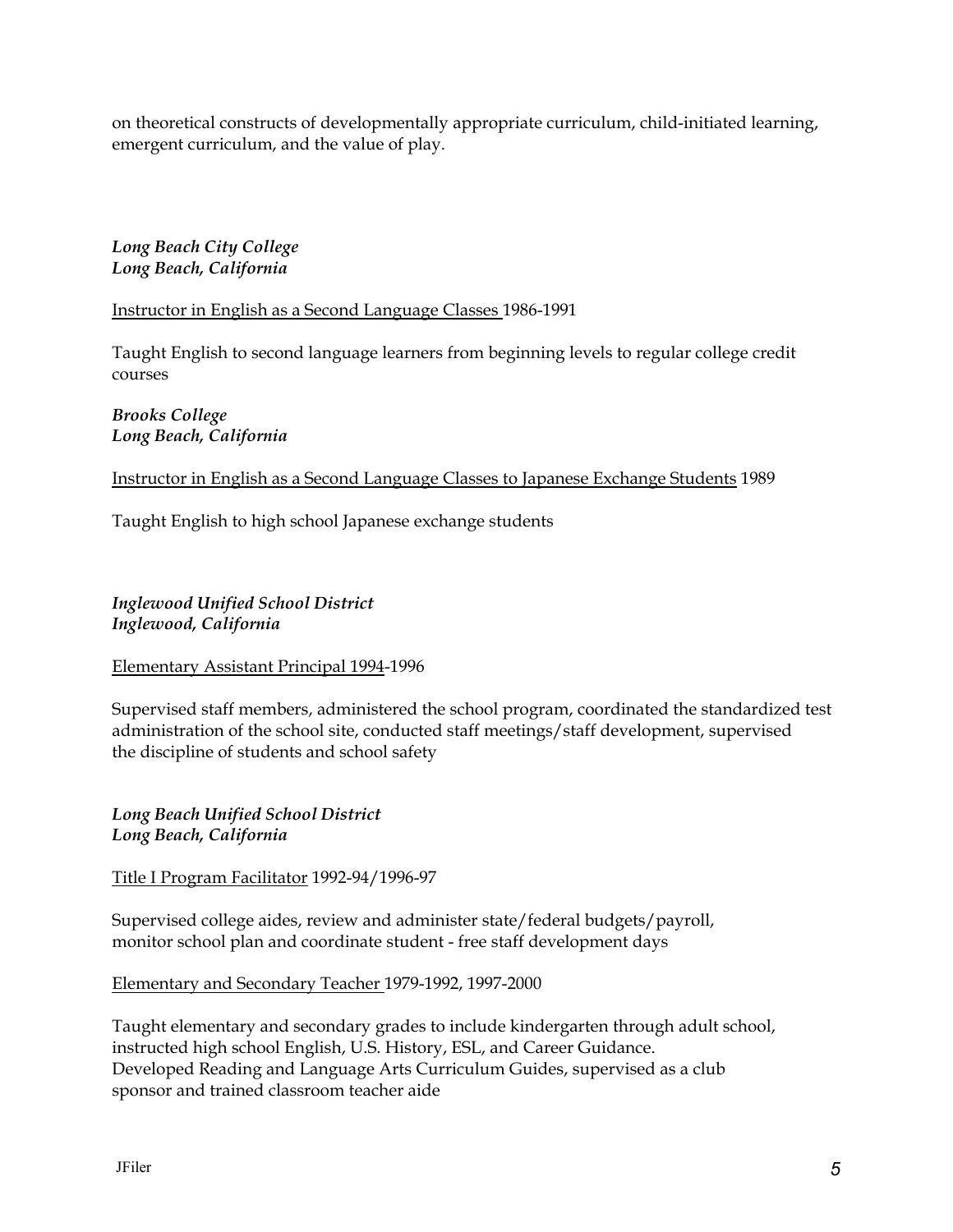on theoretical constructs of developmentally appropriate curriculum, child-initiated learning, emergent curriculum, and the value of play.

***Long Beach City College***
***Long Beach, California***

<u>Instructor in English as a Second Language Classes</u> 1986-1991

Taught English to second language learners from beginning levels to regular college credit courses

***Brooks College***
***Long Beach, California***

<u>Instructor in English as a Second Language Classes to Japanese Exchange Students</u> 1989

Taught English to high school Japanese exchange students

***Inglewood Unified School District***
***Inglewood, California***

<u>Elementary Assistant Principal 1994</u>-1996

Supervised staff members, administered the school program, coordinated the standardized test administration of the school site, conducted staff meetings/staff development, supervised the discipline of students and school safety

***Long Beach Unified School District***
***Long Beach, California***

<u>Title I Program Facilitator</u> 1992-94/1996-97

Supervised college aides, review and administer state/federal budgets/payroll, monitor school plan and coordinate student - free staff development days

<u>Elementary and Secondary Teacher</u> 1979-1992, 1997-2000

Taught elementary and secondary grades to include kindergarten through adult school, instructed high school English, U.S. History, ESL, and Career Guidance. Developed Reading and Language Arts Curriculum Guides, supervised as a club sponsor and trained classroom teacher aide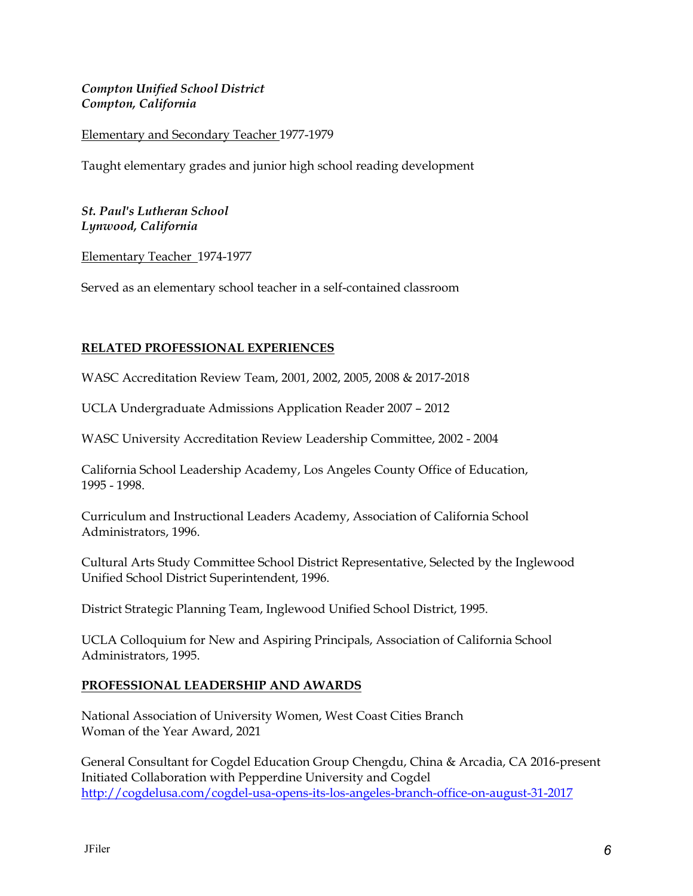***Compton Unified School District***
***Compton, California***

Elementary and Secondary Teacher 1977-1979

Taught elementary grades and junior high school reading development

***St. Paul's Lutheran School***
***Lynwood, California***

Elementary Teacher 1974-1977

Served as an elementary school teacher in a self-contained classroom

## RELATED PROFESSIONAL EXPERIENCES

WASC Accreditation Review Team, 2001, 2002, 2005, 2008 & 2017-2018

UCLA Undergraduate Admissions Application Reader 2007 – 2012

WASC University Accreditation Review Leadership Committee, 2002 - 2004

California School Leadership Academy, Los Angeles County Office of Education, 1995 - 1998.

Curriculum and Instructional Leaders Academy, Association of California School Administrators, 1996.

Cultural Arts Study Committee School District Representative, Selected by the Inglewood Unified School District Superintendent, 1996.

District Strategic Planning Team, Inglewood Unified School District, 1995.

UCLA Colloquium for New and Aspiring Principals, Association of California School Administrators, 1995.

## PROFESSIONAL LEADERSHIP AND AWARDS

National Association of University Women, West Coast Cities Branch
Woman of the Year Award, 2021

General Consultant for Cogdel Education Group Chengdu, China & Arcadia, CA 2016-present
Initiated Collaboration with Pepperdine University and Cogdel
http://cogdelusa.com/cogdel-usa-opens-its-los-angeles-branch-office-on-august-31-2017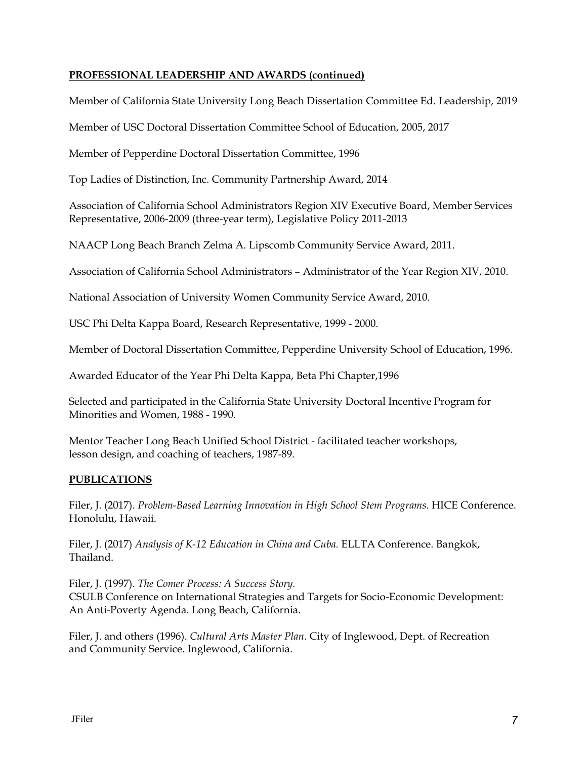**PROFESSIONAL LEADERSHIP AND AWARDS (continued)**

Member of California State University Long Beach Dissertation Committee Ed. Leadership, 2019

Member of USC Doctoral Dissertation Committee School of Education, 2005, 2017

Member of Pepperdine Doctoral Dissertation Committee, 1996

Top Ladies of Distinction, Inc. Community Partnership Award, 2014

Association of California School Administrators Region XIV Executive Board, Member Services Representative, 2006-2009 (three-year term), Legislative Policy 2011-2013

NAACP Long Beach Branch Zelma A. Lipscomb Community Service Award, 2011.

Association of California School Administrators – Administrator of the Year Region XIV, 2010.

National Association of University Women Community Service Award, 2010.

USC Phi Delta Kappa Board, Research Representative, 1999 - 2000.

Member of Doctoral Dissertation Committee, Pepperdine University School of Education, 1996.

Awarded Educator of the Year Phi Delta Kappa, Beta Phi Chapter,1996

Selected and participated in the California State University Doctoral Incentive Program for Minorities and Women, 1988 - 1990.

Mentor Teacher Long Beach Unified School District - facilitated teacher workshops, lesson design, and coaching of teachers, 1987-89.

**PUBLICATIONS**

Filer, J. (2017). *Problem-Based Learning Innovation in High School Stem Programs*. HICE Conference. Honolulu, Hawaii.

Filer, J. (2017) *Analysis of K-12 Education in China and Cuba.* ELLTA Conference. Bangkok, Thailand.

Filer, J. (1997). *The Comer Process: A Success Story.*
CSULB Conference on International Strategies and Targets for Socio-Economic Development: An Anti-Poverty Agenda. Long Beach, California.

Filer, J. and others (1996). *Cultural Arts Master Plan*. City of Inglewood, Dept. of Recreation and Community Service. Inglewood, California.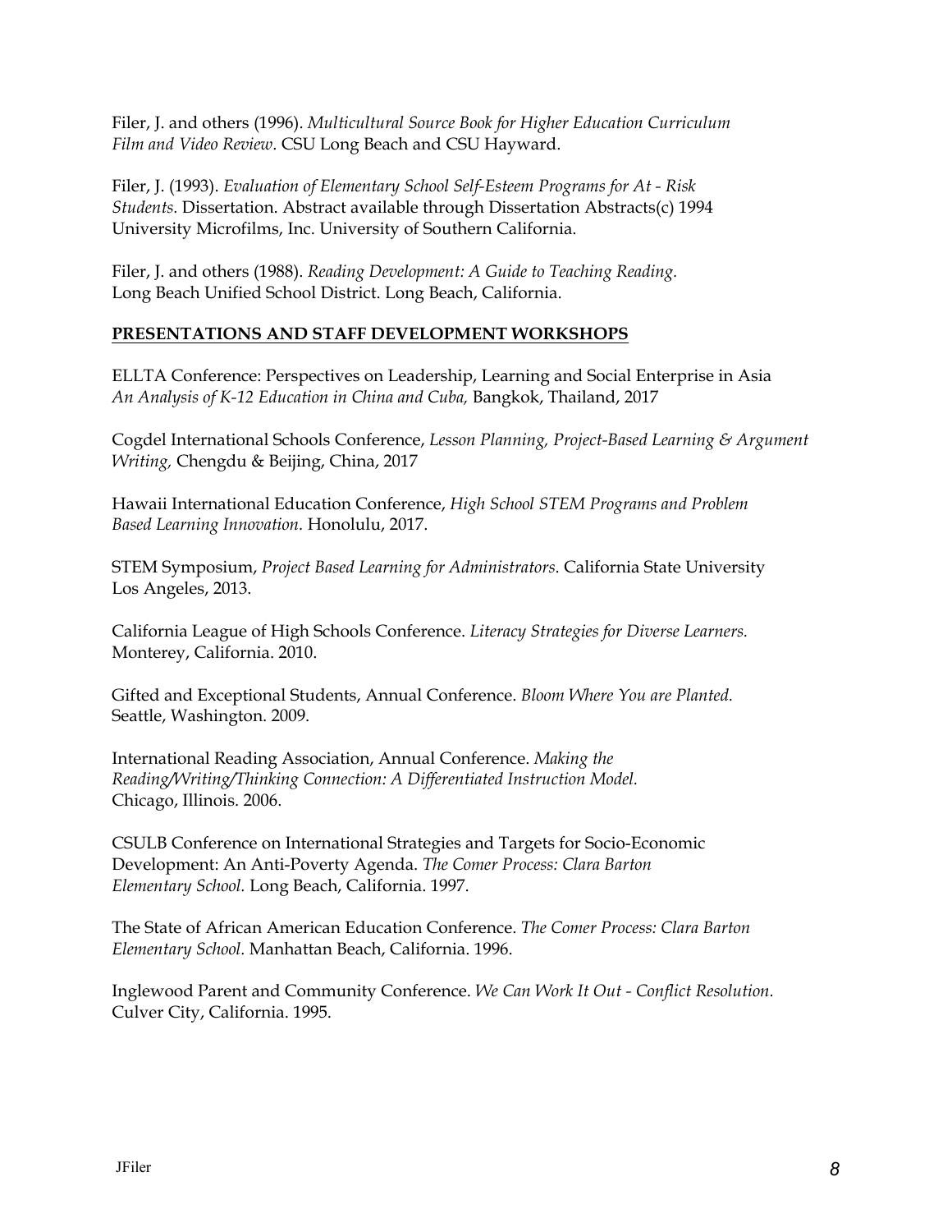Filer, J. and others (1996). *Multicultural Source Book for Higher Education Curriculum Film and Video Review*. CSU Long Beach and CSU Hayward.

Filer, J. (1993). *Evaluation of Elementary School Self-Esteem Programs for At - Risk Students.* Dissertation. Abstract available through Dissertation Abstracts(c) 1994 University Microfilms, Inc. University of Southern California.

Filer, J. and others (1988). *Reading Development: A Guide to Teaching Reading.* Long Beach Unified School District. Long Beach, California.

**PRESENTATIONS AND STAFF DEVELOPMENT WORKSHOPS**

ELLTA Conference: Perspectives on Leadership, Learning and Social Enterprise in Asia *An Analysis of K-12 Education in China and Cuba,* Bangkok, Thailand, 2017

Cogdel International Schools Conference, *Lesson Planning, Project-Based Learning & Argument Writing,* Chengdu & Beijing, China, 2017

Hawaii International Education Conference, *High School STEM Programs and Problem Based Learning Innovation.* Honolulu, 2017.

STEM Symposium, *Project Based Learning for Administrators*. California State University Los Angeles, 2013.

California League of High Schools Conference. *Literacy Strategies for Diverse Learners.* Monterey, California. 2010.

Gifted and Exceptional Students, Annual Conference. *Bloom Where You are Planted.* Seattle, Washington. 2009.

International Reading Association, Annual Conference. *Making the Reading/Writing/Thinking Connection: A Differentiated Instruction Model.* Chicago, Illinois. 2006.

CSULB Conference on International Strategies and Targets for Socio-Economic Development: An Anti-Poverty Agenda. *The Comer Process: Clara Barton Elementary School.* Long Beach, California. 1997.

The State of African American Education Conference. *The Comer Process: Clara Barton Elementary School.* Manhattan Beach, California. 1996.

Inglewood Parent and Community Conference. *We Can Work It Out - Conflict Resolution.* Culver City, California. 1995.